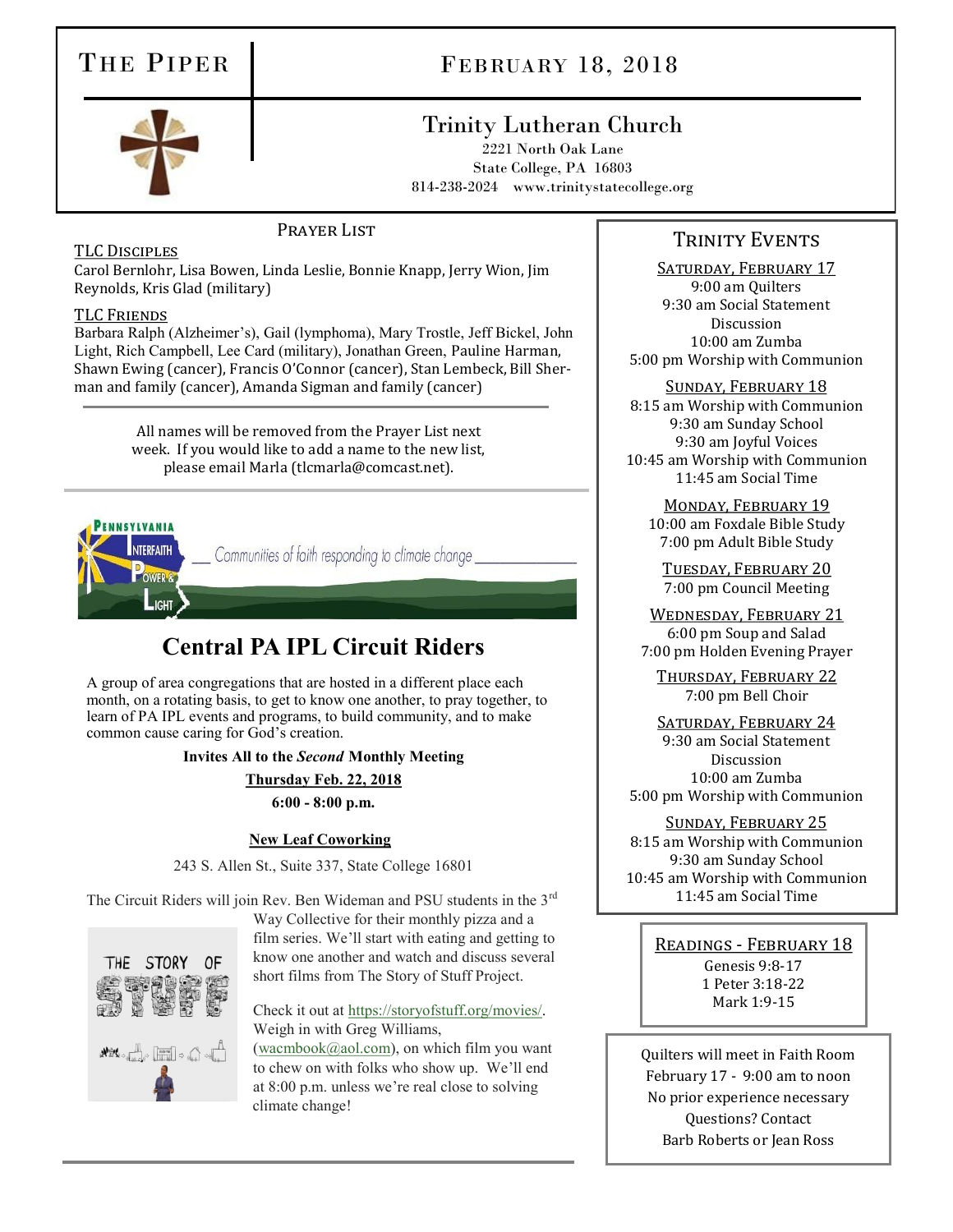# The Piper

## February 18, 2018

## Trinity Lutheran Church

2221 North Oak Lane
State College, PA 16803
814-238-2024 www.trinitystatecollege.org

### Prayer List

**TLC Disciples**

Carol Bernlohr, Lisa Bowen, Linda Leslie, Bonnie Knapp, Jerry Wion, Jim Reynolds, Kris Glad (military)

**TLC Friends**

Barbara Ralph (Alzheimer's), Gail (lymphoma), Mary Trostle, Jeff Bickel, John Light, Rich Campbell, Lee Card (military), Jonathan Green, Pauline Harman, Shawn Ewing (cancer), Francis O'Connor (cancer), Stan Lembeck, Bill Sherman and family (cancer), Amanda Sigman and family (cancer)

All names will be removed from the Prayer List next week. If you would like to add a name to the new list, please email Marla (tlcmarla@comcast.net).

Pennsylvania Interfaith Power & Light — Communities of faith responding to climate change

## Central PA IPL Circuit Riders

A group of area congregations that are hosted in a different place each month, on a rotating basis, to get to know one another, to pray together, to learn of PA IPL events and programs, to build community, and to make common cause caring for God's creation.

**Invites All to the *Second* Monthly Meeting**

**Thursday Feb. 22, 2018**

**6:00 - 8:00 p.m.**

**New Leaf Coworking**

243 S. Allen St., Suite 337, State College 16801

The Circuit Riders will join Rev. Ben Wideman and PSU students in the 3rd Way Collective for their monthly pizza and a film series. We'll start with eating and getting to know one another and watch and discuss several short films from The Story of Stuff Project.

Check it out at https://storyofstuff.org/movies/. Weigh in with Greg Williams, (wacmbook@aol.com), on which film you want to chew on with folks who show up. We'll end at 8:00 p.m. unless we're real close to solving climate change!

### Trinity Events

**Saturday, February 17**
9:00 am Quilters
9:30 am Social Statement Discussion
10:00 am Zumba
5:00 pm Worship with Communion

**Sunday, February 18**
8:15 am Worship with Communion
9:30 am Sunday School
9:30 am Joyful Voices
10:45 am Worship with Communion
11:45 am Social Time

**Monday, February 19**
10:00 am Foxdale Bible Study
7:00 pm Adult Bible Study

**Tuesday, February 20**
7:00 pm Council Meeting

**Wednesday, February 21**
6:00 pm Soup and Salad
7:00 pm Holden Evening Prayer

**Thursday, February 22**
7:00 pm Bell Choir

**Saturday, February 24**
9:30 am Social Statement Discussion
10:00 am Zumba
5:00 pm Worship with Communion

**Sunday, February 25**
8:15 am Worship with Communion
9:30 am Sunday School
10:45 am Worship with Communion
11:45 am Social Time

### Readings - February 18

Genesis 9:8-17
1 Peter 3:18-22
Mark 1:9-15

Quilters will meet in Faith Room
February 17 - 9:00 am to noon
No prior experience necessary
Questions? Contact
Barb Roberts or Jean Ross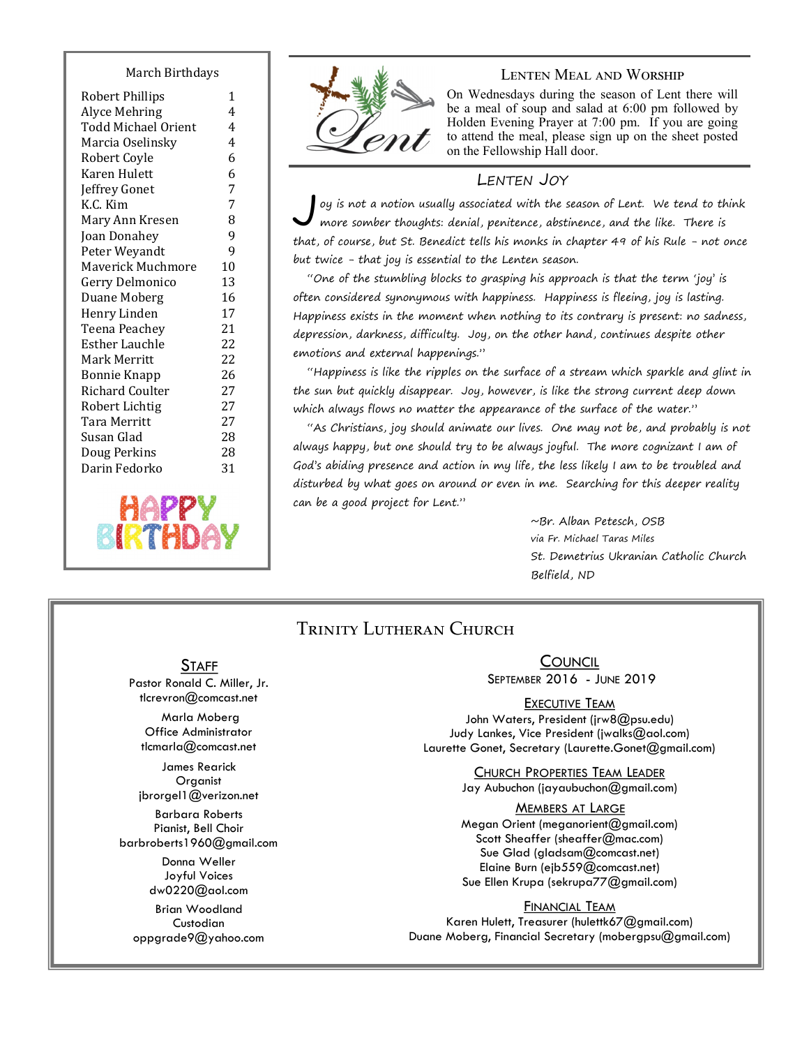## March Birthdays

| | |
|---|---|
| Robert Phillips | 1 |
| Alyce Mehring | 4 |
| Todd Michael Orient | 4 |
| Marcia Oselinsky | 4 |
| Robert Coyle | 6 |
| Karen Hulett | 6 |
| Jeffrey Gonet | 7 |
| K.C. Kim | 7 |
| Mary Ann Kresen | 8 |
| Joan Donahey | 9 |
| Peter Weyandt | 9 |
| Maverick Muchmore | 10 |
| Gerry Delmonico | 13 |
| Duane Moberg | 16 |
| Henry Linden | 17 |
| Teena Peachey | 21 |
| Esther Lauchle | 22 |
| Mark Merritt | 22 |
| Bonnie Knapp | 26 |
| Richard Coulter | 27 |
| Robert Lichtig | 27 |
| Tara Merritt | 27 |
| Susan Glad | 28 |
| Doug Perkins | 28 |
| Darin Fedorko | 31 |

HAPPY BIRTHDAY

## Lenten Meal and Worship

On Wednesdays during the season of Lent there will be a meal of soup and salad at 6:00 pm followed by Holden Evening Prayer at 7:00 pm. If you are going to attend the meal, please sign up on the sheet posted on the Fellowship Hall door.

## Lenten Joy

*Joy is not a notion usually associated with the season of Lent. We tend to think more somber thoughts: denial, penitence, abstinence, and the like. There is that, of course, but St. Benedict tells his monks in chapter 49 of his Rule - not once but twice - that joy is essential to the Lenten season.*

*"One of the stumbling blocks to grasping his approach is that the term 'joy' is often considered synonymous with happiness. Happiness is fleeing, joy is lasting. Happiness exists in the moment when nothing to its contrary is present: no sadness, depression, darkness, difficulty. Joy, on the other hand, continues despite other emotions and external happenings."*

*"Happiness is like the ripples on the surface of a stream which sparkle and glint in the sun but quickly disappear. Joy, however, is like the strong current deep down which always flows no matter the appearance of the surface of the water."*

*"As Christians, joy should animate our lives. One may not be, and probably is not always happy, but one should try to be always joyful. The more cognizant I am of God's abiding presence and action in my life, the less likely I am to be troubled and disturbed by what goes on around or even in me. Searching for this deeper reality can be a good project for Lent."*

*~Br. Alban Petesch, OSB*
*via Fr. Michael Taras Miles*
*St. Demetrius Ukranian Catholic Church*
*Belfield, ND*

# Trinity Lutheran Church

## Staff

Pastor Ronald C. Miller, Jr.
tlcrevron@comcast.net

Marla Moberg
Office Administrator
tlcmarla@comcast.net

James Rearick
Organist
jbrorgel1@verizon.net

Barbara Roberts
Pianist, Bell Choir
barbroberts1960@gmail.com

Donna Weller
Joyful Voices
dw0220@aol.com

Brian Woodland
Custodian
oppgrade9@yahoo.com

## Council

September 2016 - June 2019

### Executive Team

John Waters, President (jrw8@psu.edu)
Judy Lankes, Vice President (jwalks@aol.com)
Laurette Gonet, Secretary (Laurette.Gonet@gmail.com)

### Church Properties Team Leader

Jay Aubuchon (jayaubuchon@gmail.com)

### Members at Large

Megan Orient (meganorient@gmail.com)
Scott Sheaffer (sheaffer@mac.com)
Sue Glad (gladsam@comcast.net)
Elaine Burn (ejb559@comcast.net)
Sue Ellen Krupa (sekrupa77@gmail.com)

### Financial Team

Karen Hulett, Treasurer (hulettk67@gmail.com)
Duane Moberg, Financial Secretary (mobergpsu@gmail.com)